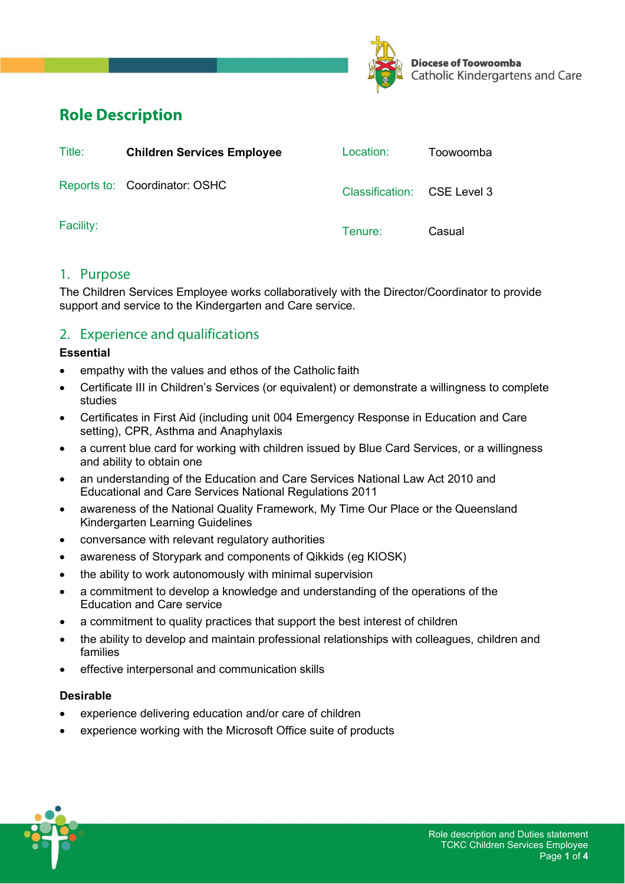Diocese of Toowoomba
Catholic Kindergartens and Care

# Role Description

| | | | |
|---|---|---|---|
| Title: | **Children Services Employee** | Location: | Toowoomba |
| Reports to: | Coordinator: OSHC | Classification: | CSE Level 3 |
| Facility: | | Tenure: | Casual |

## 1. Purpose

The Children Services Employee works collaboratively with the Director/Coordinator to provide support and service to the Kindergarten and Care service.

## 2. Experience and qualifications

**Essential**

- empathy with the values and ethos of the Catholic faith
- Certificate III in Children's Services (or equivalent) or demonstrate a willingness to complete studies
- Certificates in First Aid (including unit 004 Emergency Response in Education and Care setting), CPR, Asthma and Anaphylaxis
- a current blue card for working with children issued by Blue Card Services, or a willingness and ability to obtain one
- an understanding of the Education and Care Services National Law Act 2010 and Educational and Care Services National Regulations 2011
- awareness of the National Quality Framework, My Time Our Place or the Queensland Kindergarten Learning Guidelines
- conversance with relevant regulatory authorities
- awareness of Storypark and components of Qikkids (eg KIOSK)
- the ability to work autonomously with minimal supervision
- a commitment to develop a knowledge and understanding of the operations of the Education and Care service
- a commitment to quality practices that support the best interest of children
- the ability to develop and maintain professional relationships with colleagues, children and families
- effective interpersonal and communication skills

**Desirable**

- experience delivering education and/or care of children
- experience working with the Microsoft Office suite of products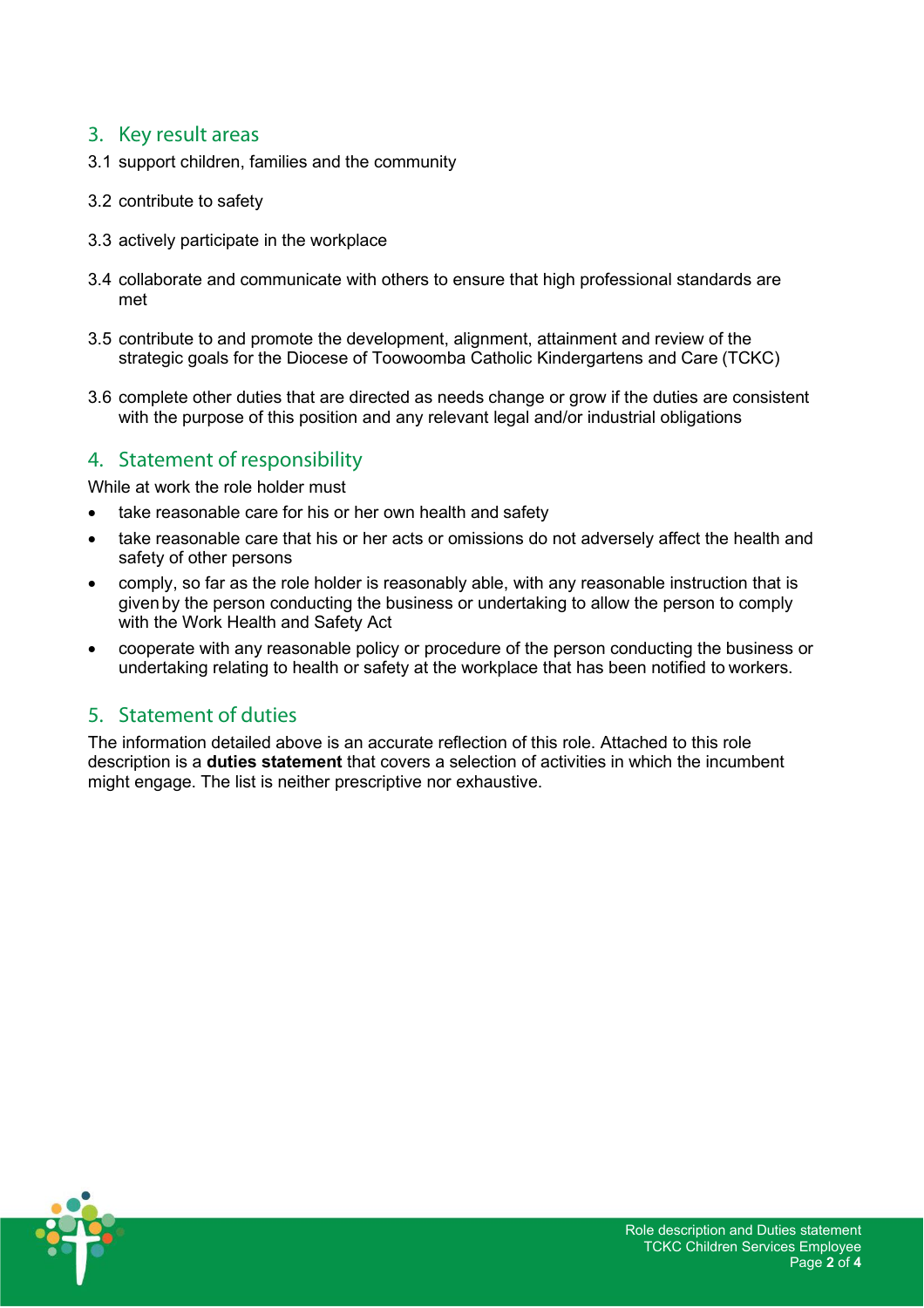## 3. Key result areas

3.1 support children, families and the community

3.2 contribute to safety

3.3 actively participate in the workplace

3.4 collaborate and communicate with others to ensure that high professional standards are met

3.5 contribute to and promote the development, alignment, attainment and review of the strategic goals for the Diocese of Toowoomba Catholic Kindergartens and Care (TCKC)

3.6 complete other duties that are directed as needs change or grow if the duties are consistent with the purpose of this position and any relevant legal and/or industrial obligations

## 4. Statement of responsibility

While at work the role holder must

- take reasonable care for his or her own health and safety
- take reasonable care that his or her acts or omissions do not adversely affect the health and safety of other persons
- comply, so far as the role holder is reasonably able, with any reasonable instruction that is given by the person conducting the business or undertaking to allow the person to comply with the Work Health and Safety Act
- cooperate with any reasonable policy or procedure of the person conducting the business or undertaking relating to health or safety at the workplace that has been notified to workers.

## 5. Statement of duties

The information detailed above is an accurate reflection of this role. Attached to this role description is a **duties statement** that covers a selection of activities in which the incumbent might engage. The list is neither prescriptive nor exhaustive.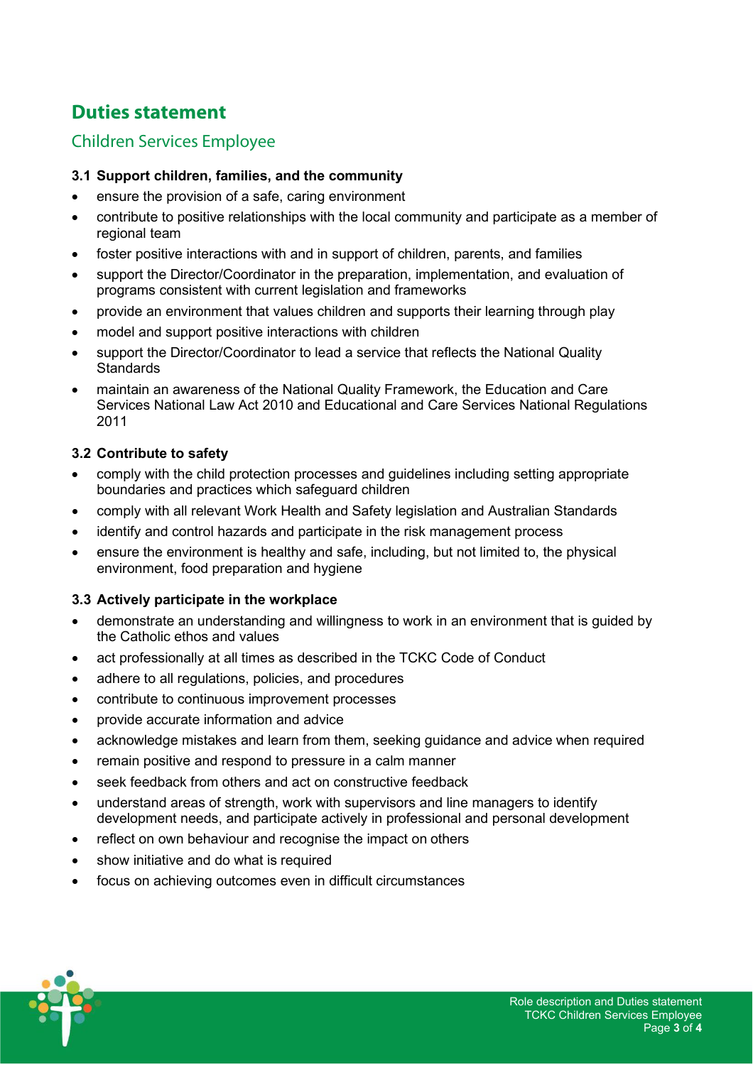# Duties statement

## Children Services Employee

### 3.1 Support children, families, and the community

- ensure the provision of a safe, caring environment
- contribute to positive relationships with the local community and participate as a member of regional team
- foster positive interactions with and in support of children, parents, and families
- support the Director/Coordinator in the preparation, implementation, and evaluation of programs consistent with current legislation and frameworks
- provide an environment that values children and supports their learning through play
- model and support positive interactions with children
- support the Director/Coordinator to lead a service that reflects the National Quality Standards
- maintain an awareness of the National Quality Framework, the Education and Care Services National Law Act 2010 and Educational and Care Services National Regulations 2011

### 3.2 Contribute to safety

- comply with the child protection processes and guidelines including setting appropriate boundaries and practices which safeguard children
- comply with all relevant Work Health and Safety legislation and Australian Standards
- identify and control hazards and participate in the risk management process
- ensure the environment is healthy and safe, including, but not limited to, the physical environment, food preparation and hygiene

### 3.3 Actively participate in the workplace

- demonstrate an understanding and willingness to work in an environment that is guided by the Catholic ethos and values
- act professionally at all times as described in the TCKC Code of Conduct
- adhere to all regulations, policies, and procedures
- contribute to continuous improvement processes
- provide accurate information and advice
- acknowledge mistakes and learn from them, seeking guidance and advice when required
- remain positive and respond to pressure in a calm manner
- seek feedback from others and act on constructive feedback
- understand areas of strength, work with supervisors and line managers to identify development needs, and participate actively in professional and personal development
- reflect on own behaviour and recognise the impact on others
- show initiative and do what is required
- focus on achieving outcomes even in difficult circumstances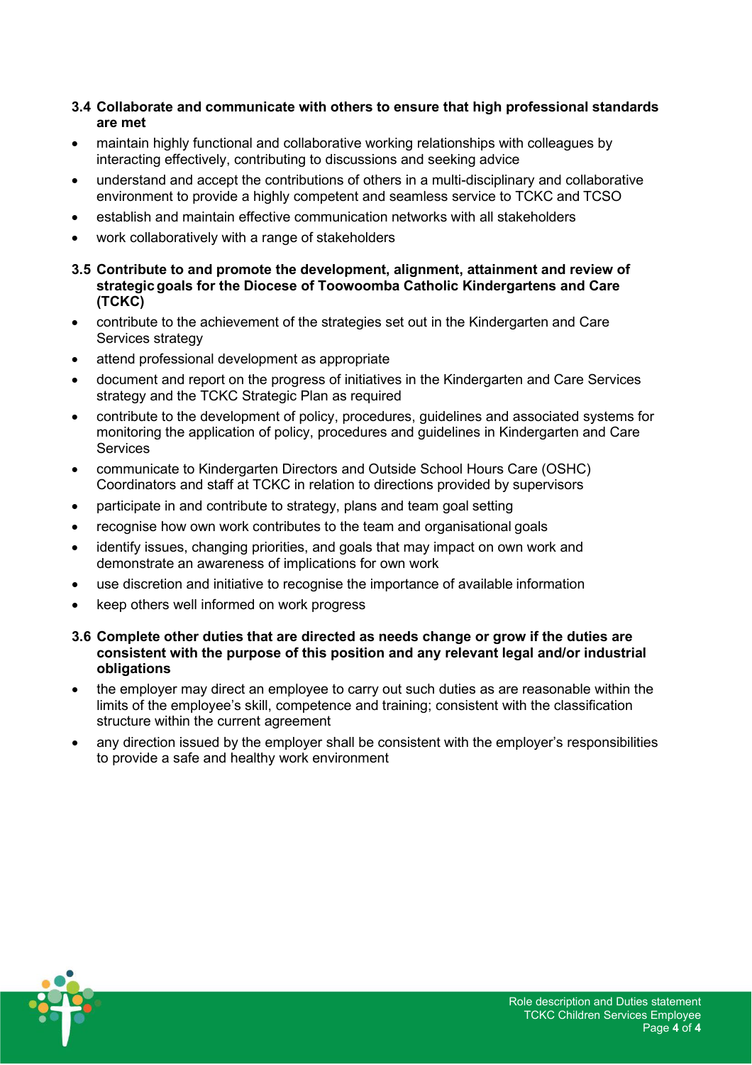### 3.4 Collaborate and communicate with others to ensure that high professional standards are met

- maintain highly functional and collaborative working relationships with colleagues by interacting effectively, contributing to discussions and seeking advice
- understand and accept the contributions of others in a multi-disciplinary and collaborative environment to provide a highly competent and seamless service to TCKC and TCSO
- establish and maintain effective communication networks with all stakeholders
- work collaboratively with a range of stakeholders

### 3.5 Contribute to and promote the development, alignment, attainment and review of strategic goals for the Diocese of Toowoomba Catholic Kindergartens and Care (TCKC)

- contribute to the achievement of the strategies set out in the Kindergarten and Care Services strategy
- attend professional development as appropriate
- document and report on the progress of initiatives in the Kindergarten and Care Services strategy and the TCKC Strategic Plan as required
- contribute to the development of policy, procedures, guidelines and associated systems for monitoring the application of policy, procedures and guidelines in Kindergarten and Care Services
- communicate to Kindergarten Directors and Outside School Hours Care (OSHC) Coordinators and staff at TCKC in relation to directions provided by supervisors
- participate in and contribute to strategy, plans and team goal setting
- recognise how own work contributes to the team and organisational goals
- identify issues, changing priorities, and goals that may impact on own work and demonstrate an awareness of implications for own work
- use discretion and initiative to recognise the importance of available information
- keep others well informed on work progress

### 3.6 Complete other duties that are directed as needs change or grow if the duties are consistent with the purpose of this position and any relevant legal and/or industrial obligations

- the employer may direct an employee to carry out such duties as are reasonable within the limits of the employee's skill, competence and training; consistent with the classification structure within the current agreement
- any direction issued by the employer shall be consistent with the employer's responsibilities to provide a safe and healthy work environment